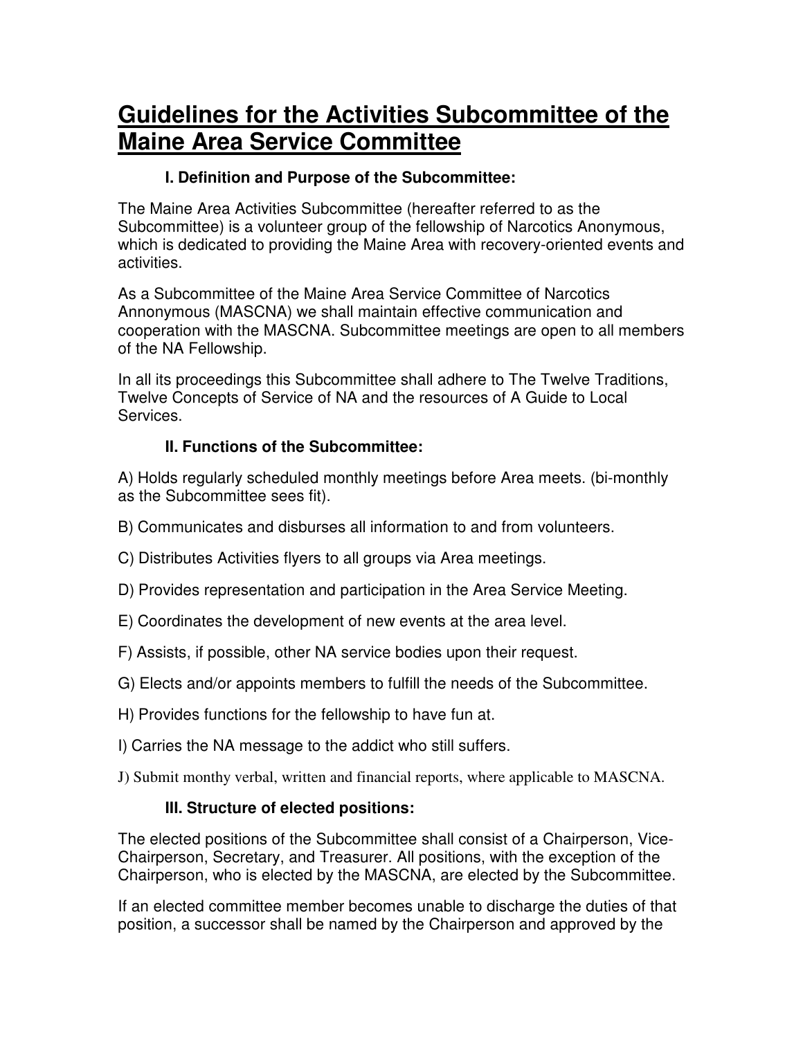# Guidelines for the Activities Subcommittee of the Maine Area Service Committee

### I. Definition and Purpose of the Subcommittee:

The Maine Area Activities Subcommittee (hereafter referred to as the Subcommittee) is a volunteer group of the fellowship of Narcotics Anonymous, which is dedicated to providing the Maine Area with recovery-oriented events and activities.

As a Subcommittee of the Maine Area Service Committee of Narcotics Annonymous (MASCNA) we shall maintain effective communication and cooperation with the MASCNA. Subcommittee meetings are open to all members of the NA Fellowship.

In all its proceedings this Subcommittee shall adhere to The Twelve Traditions, Twelve Concepts of Service of NA and the resources of A Guide to Local Services.

### II. Functions of the Subcommittee:

A) Holds regularly scheduled monthly meetings before Area meets. (bi-monthly as the Subcommittee sees fit).

B) Communicates and disburses all information to and from volunteers.

C) Distributes Activities flyers to all groups via Area meetings.

D) Provides representation and participation in the Area Service Meeting.

E) Coordinates the development of new events at the area level.

F) Assists, if possible, other NA service bodies upon their request.

G) Elects and/or appoints members to fulfill the needs of the Subcommittee.

H) Provides functions for the fellowship to have fun at.

I) Carries the NA message to the addict who still suffers.

J) Submit monthy verbal, written and financial reports, where applicable to MASCNA.

### III. Structure of elected positions:

The elected positions of the Subcommittee shall consist of a Chairperson, Vice-Chairperson, Secretary, and Treasurer. All positions, with the exception of the Chairperson, who is elected by the MASCNA, are elected by the Subcommittee.

If an elected committee member becomes unable to discharge the duties of that position, a successor shall be named by the Chairperson and approved by the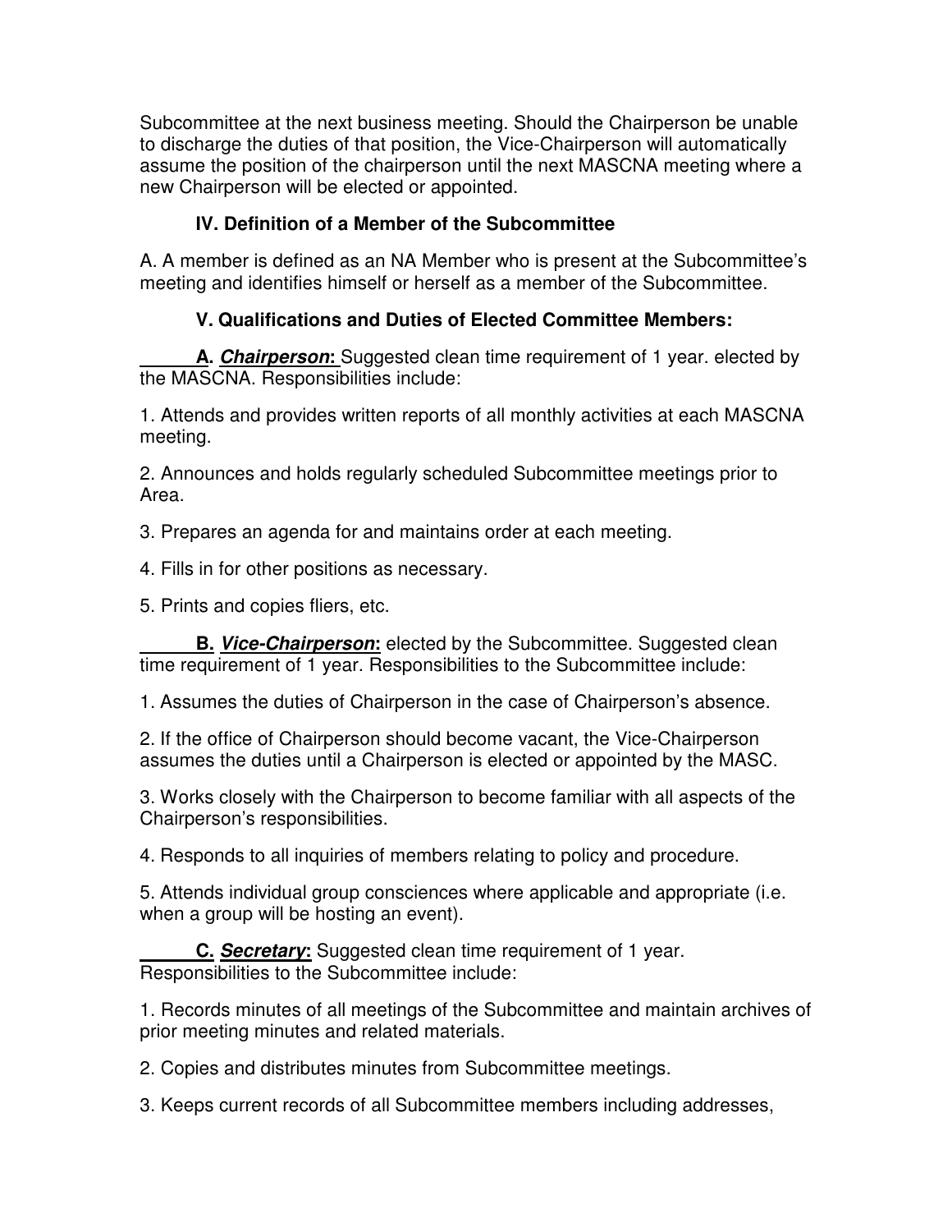Subcommittee at the next business meeting. Should the Chairperson be unable to discharge the duties of that position, the Vice-Chairperson will automatically assume the position of the chairperson until the next MASCNA meeting where a new Chairperson will be elected or appointed.

### IV. Definition of a Member of the Subcommittee

A. A member is defined as an NA Member who is present at the Subcommittee's meeting and identifies himself or herself as a member of the Subcommittee.

### V. Qualifications and Duties of Elected Committee Members:

**A. *Chairperson*:** Suggested clean time requirement of 1 year. elected by the MASCNA. Responsibilities include:

1. Attends and provides written reports of all monthly activities at each MASCNA meeting.

2. Announces and holds regularly scheduled Subcommittee meetings prior to Area.

3. Prepares an agenda for and maintains order at each meeting.

4. Fills in for other positions as necessary.

5. Prints and copies fliers, etc.

**B. *Vice-Chairperson*:** elected by the Subcommittee. Suggested clean time requirement of 1 year. Responsibilities to the Subcommittee include:

1. Assumes the duties of Chairperson in the case of Chairperson's absence.

2. If the office of Chairperson should become vacant, the Vice-Chairperson assumes the duties until a Chairperson is elected or appointed by the MASC.

3. Works closely with the Chairperson to become familiar with all aspects of the Chairperson's responsibilities.

4. Responds to all inquiries of members relating to policy and procedure.

5. Attends individual group consciences where applicable and appropriate (i.e. when a group will be hosting an event).

**C. *Secretary*:** Suggested clean time requirement of 1 year. Responsibilities to the Subcommittee include:

1. Records minutes of all meetings of the Subcommittee and maintain archives of prior meeting minutes and related materials.

2. Copies and distributes minutes from Subcommittee meetings.

3. Keeps current records of all Subcommittee members including addresses,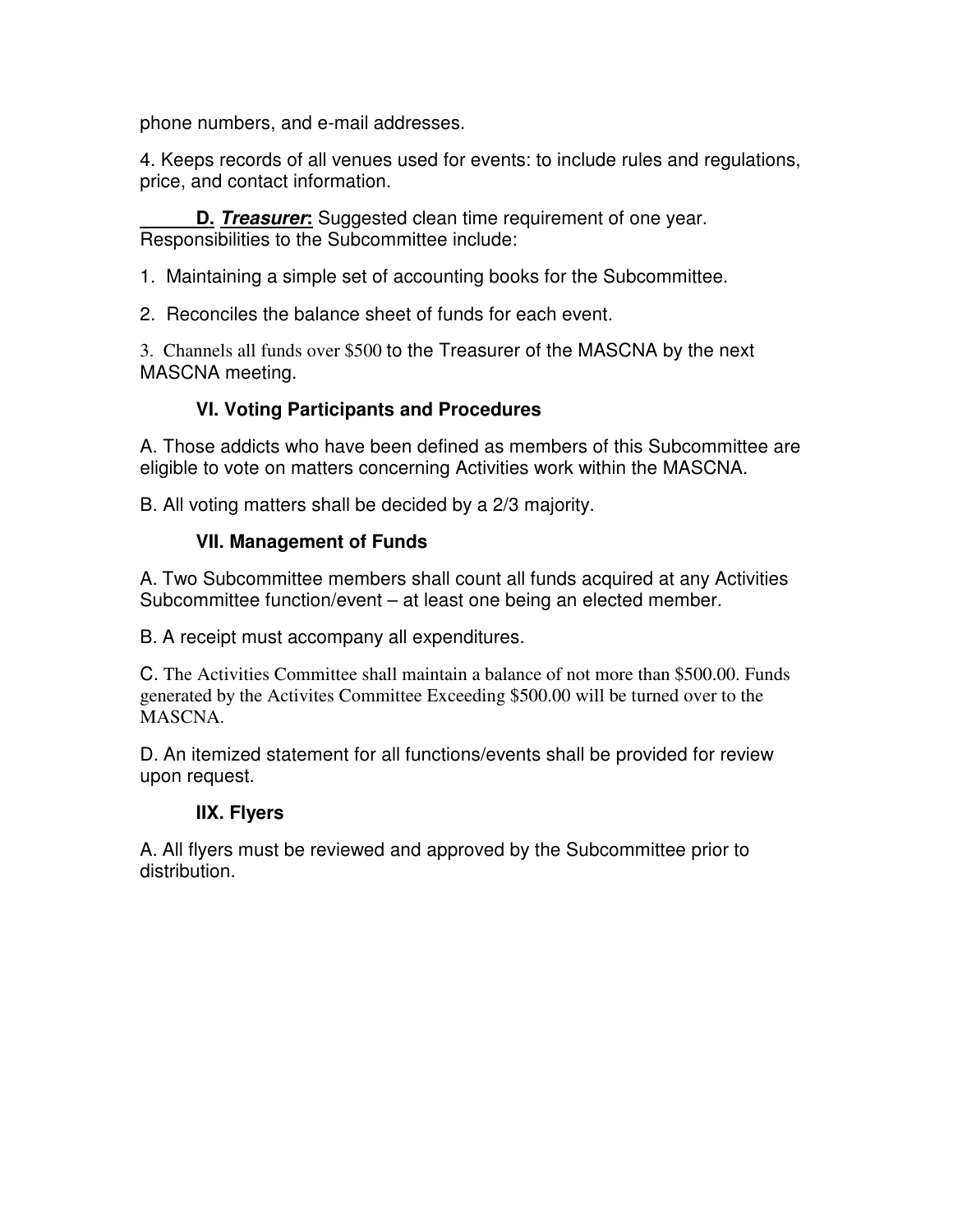phone numbers, and e-mail addresses.

4. Keeps records of all venues used for events: to include rules and regulations, price, and contact information.

**D. *Treasurer*:** Suggested clean time requirement of one year. Responsibilities to the Subcommittee include:

1. Maintaining a simple set of accounting books for the Subcommittee.

2. Reconciles the balance sheet of funds for each event.

3. Channels all funds over $500 to the Treasurer of the MASCNA by the next MASCNA meeting.

### VI. Voting Participants and Procedures

A. Those addicts who have been defined as members of this Subcommittee are eligible to vote on matters concerning Activities work within the MASCNA.

B. All voting matters shall be decided by a 2/3 majority.

### VII. Management of Funds

A. Two Subcommittee members shall count all funds acquired at any Activities Subcommittee function/event – at least one being an elected member.

B. A receipt must accompany all expenditures.

C. The Activities Committee shall maintain a balance of not more than $500.00. Funds generated by the Activites Committee Exceeding $500.00 will be turned over to the MASCNA.

D. An itemized statement for all functions/events shall be provided for review upon request.

### IIX. Flyers

A. All flyers must be reviewed and approved by the Subcommittee prior to distribution.